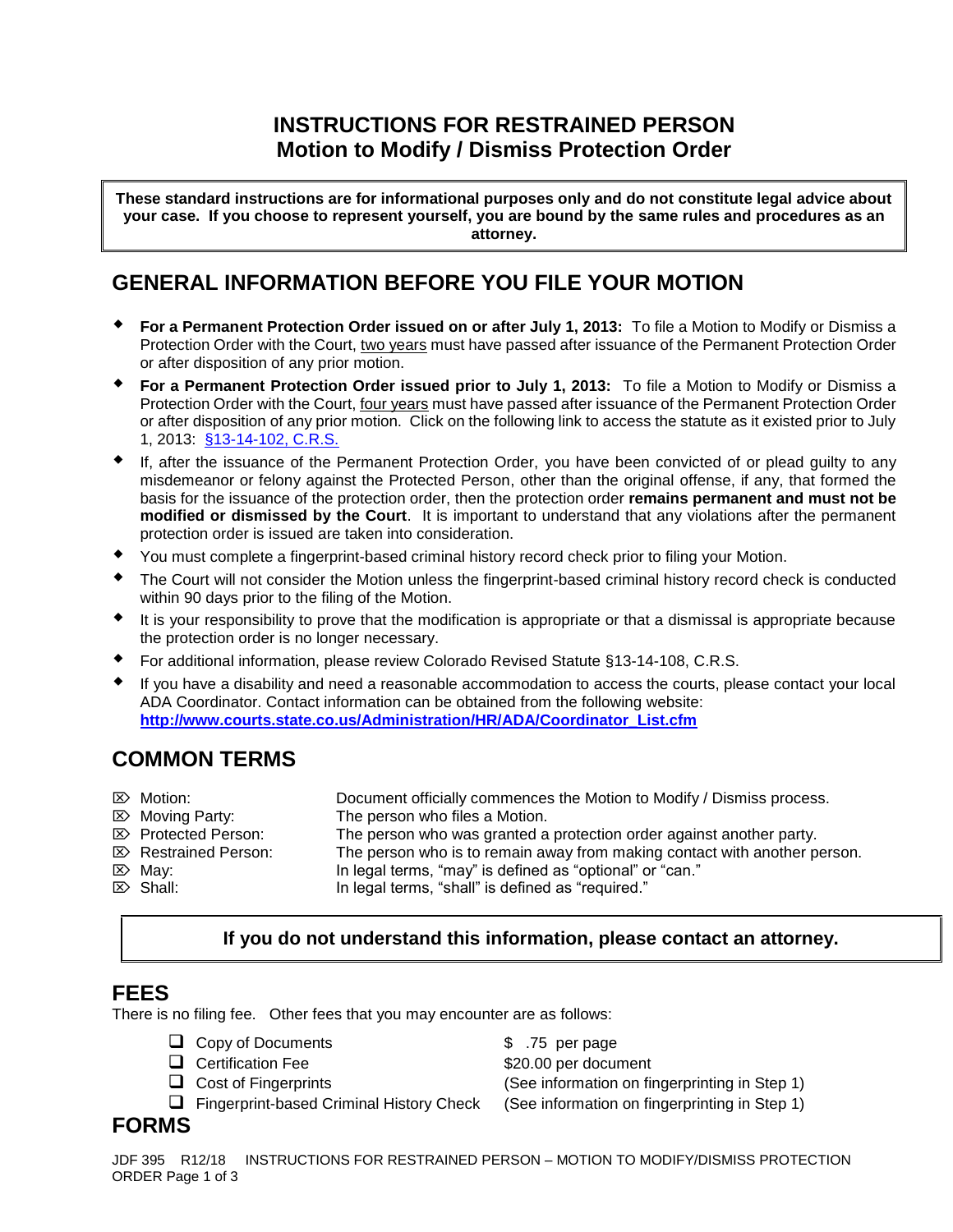# INSTRUCTIONS FOR RESTRAINED PERSON
## Motion to Modify / Dismiss Protection Order

**These standard instructions are for informational purposes only and do not constitute legal advice about your case. If you choose to represent yourself, you are bound by the same rules and procedures as an attorney.**

## GENERAL INFORMATION BEFORE YOU FILE YOUR MOTION

- **For a Permanent Protection Order issued on or after July 1, 2013:** To file a Motion to Modify or Dismiss a Protection Order with the Court, two years must have passed after issuance of the Permanent Protection Order or after disposition of any prior motion.
- **For a Permanent Protection Order issued prior to July 1, 2013:** To file a Motion to Modify or Dismiss a Protection Order with the Court, four years must have passed after issuance of the Permanent Protection Order or after disposition of any prior motion. Click on the following link to access the statute as it existed prior to July 1, 2013: §13-14-102, C.R.S.
- If, after the issuance of the Permanent Protection Order, you have been convicted of or plead guilty to any misdemeanor or felony against the Protected Person, other than the original offense, if any, that formed the basis for the issuance of the protection order, then the protection order **remains permanent and must not be modified or dismissed by the Court**. It is important to understand that any violations after the permanent protection order is issued are taken into consideration.
- You must complete a fingerprint-based criminal history record check prior to filing your Motion.
- The Court will not consider the Motion unless the fingerprint-based criminal history record check is conducted within 90 days prior to the filing of the Motion.
- It is your responsibility to prove that the modification is appropriate or that a dismissal is appropriate because the protection order is no longer necessary.
- For additional information, please review Colorado Revised Statute §13-14-108, C.R.S.
- If you have a disability and need a reasonable accommodation to access the courts, please contact your local ADA Coordinator. Contact information can be obtained from the following website: **http://www.courts.state.co.us/Administration/HR/ADA/Coordinator_List.cfm**

## COMMON TERMS

| Term | Definition |
| --- | --- |
| Motion: | Document officially commences the Motion to Modify / Dismiss process. |
| Moving Party: | The person who files a Motion. |
| Protected Person: | The person who was granted a protection order against another party. |
| Restrained Person: | The person who is to remain away from making contact with another person. |
| May: | In legal terms, "may" is defined as "optional" or "can." |
| Shall: | In legal terms, "shall" is defined as "required." |

**If you do not understand this information, please contact an attorney.**

## FEES

There is no filing fee. Other fees that you may encounter are as follows:

- ☐ Copy of Documents — $ .75 per page
- ☐ Certification Fee — $20.00 per document
- ☐ Cost of Fingerprints — (See information on fingerprinting in Step 1)
- ☐ Fingerprint-based Criminal History Check — (See information on fingerprinting in Step 1)

## FORMS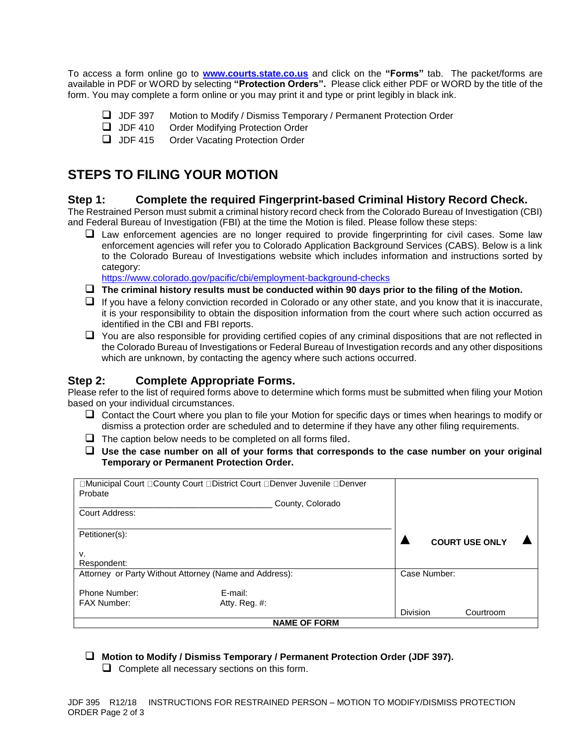To access a form online go to **[www.courts.state.co.us](http://www.courts.state.co.us)** and click on the **"Forms"** tab. The packet/forms are available in PDF or WORD by selecting **"Protection Orders"**. Please click either PDF or WORD by the title of the form. You may complete a form online or you may print it and type or print legibly in black ink.

- ❑ JDF 397 Motion to Modify / Dismiss Temporary / Permanent Protection Order
- ❑ JDF 410 Order Modifying Protection Order
- ❑ JDF 415 Order Vacating Protection Order

## STEPS TO FILING YOUR MOTION

### Step 1: Complete the required Fingerprint-based Criminal History Record Check.

The Restrained Person must submit a criminal history record check from the Colorado Bureau of Investigation (CBI) and Federal Bureau of Investigation (FBI) at the time the Motion is filed. Please follow these steps:

- ❑ Law enforcement agencies are no longer required to provide fingerprinting for civil cases. Some law enforcement agencies will refer you to Colorado Application Background Services (CABS). Below is a link to the Colorado Bureau of Investigations website which includes information and instructions sorted by category:
  https://www.colorado.gov/pacific/cbi/employment-background-checks
- ❑ **The criminal history results must be conducted within 90 days prior to the filing of the Motion.**
- ❑ If you have a felony conviction recorded in Colorado or any other state, and you know that it is inaccurate, it is your responsibility to obtain the disposition information from the court where such action occurred as identified in the CBI and FBI reports.
- ❑ You are also responsible for providing certified copies of any criminal dispositions that are not reflected in the Colorado Bureau of Investigations or Federal Bureau of Investigation records and any other dispositions which are unknown, by contacting the agency where such actions occurred.

### Step 2: Complete Appropriate Forms.

Please refer to the list of required forms above to determine which forms must be submitted when filing your Motion based on your individual circumstances.

- ❑ Contact the Court where you plan to file your Motion for specific days or times when hearings to modify or dismiss a protection order are scheduled and to determine if they have any other filing requirements.
- ❑ The caption below needs to be completed on all forms filed.
- ❑ **Use the case number on all of your forms that corresponds to the case number on your original Temporary or Permanent Protection Order.**

| | |
|---|---|
| ❑Municipal Court ❑County Court ❑District Court ❑Denver Juvenile ❑Denver Probate<br>\_\_\_\_\_\_\_\_\_\_\_\_\_\_\_\_\_\_\_\_\_\_\_\_\_\_\_\_\_\_\_\_\_\_\_\_\_\_\_\_ County, Colorado<br>Court Address:<br><br>Petitioner(s):<br><br>v.<br>Respondent: | ▲ **COURT USE ONLY** ▲ |
| Attorney or Party Without Attorney (Name and Address):<br><br>Phone Number: E-mail:<br>FAX Number: Atty. Reg. #: | Case Number:<br><br><br>Division Courtroom |
| **NAME OF FORM** | |

- ❑ **Motion to Modify / Dismiss Temporary / Permanent Protection Order (JDF 397).**
  - ❑ Complete all necessary sections on this form.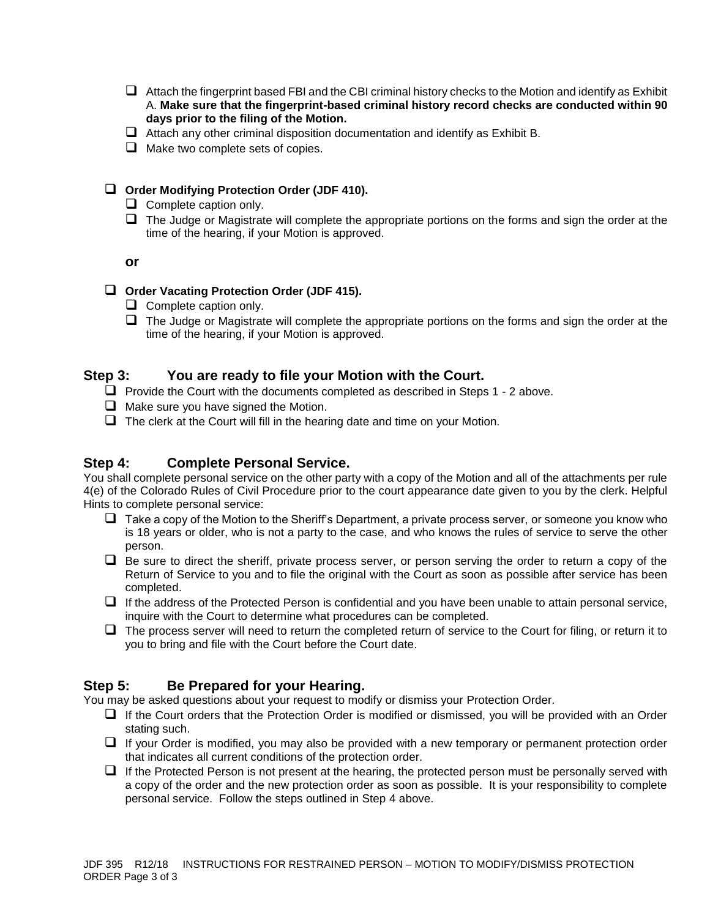- Attach the fingerprint based FBI and the CBI criminal history checks to the Motion and identify as Exhibit A. **Make sure that the fingerprint-based criminal history record checks are conducted within 90 days prior to the filing of the Motion.**
- Attach any other criminal disposition documentation and identify as Exhibit B.
- Make two complete sets of copies.

- **Order Modifying Protection Order (JDF 410).**
  - Complete caption only.
  - The Judge or Magistrate will complete the appropriate portions on the forms and sign the order at the time of the hearing, if your Motion is approved.

**or**

- **Order Vacating Protection Order (JDF 415).**
  - Complete caption only.
  - The Judge or Magistrate will complete the appropriate portions on the forms and sign the order at the time of the hearing, if your Motion is approved.

## Step 3: You are ready to file your Motion with the Court.

- Provide the Court with the documents completed as described in Steps 1 - 2 above.
- Make sure you have signed the Motion.
- The clerk at the Court will fill in the hearing date and time on your Motion.

## Step 4: Complete Personal Service.

You shall complete personal service on the other party with a copy of the Motion and all of the attachments per rule 4(e) of the Colorado Rules of Civil Procedure prior to the court appearance date given to you by the clerk. Helpful Hints to complete personal service:

- Take a copy of the Motion to the Sheriff's Department, a private process server, or someone you know who is 18 years or older, who is not a party to the case, and who knows the rules of service to serve the other person.
- Be sure to direct the sheriff, private process server, or person serving the order to return a copy of the Return of Service to you and to file the original with the Court as soon as possible after service has been completed.
- If the address of the Protected Person is confidential and you have been unable to attain personal service, inquire with the Court to determine what procedures can be completed.
- The process server will need to return the completed return of service to the Court for filing, or return it to you to bring and file with the Court before the Court date.

## Step 5: Be Prepared for your Hearing.

You may be asked questions about your request to modify or dismiss your Protection Order.

- If the Court orders that the Protection Order is modified or dismissed, you will be provided with an Order stating such.
- If your Order is modified, you may also be provided with a new temporary or permanent protection order that indicates all current conditions of the protection order.
- If the Protected Person is not present at the hearing, the protected person must be personally served with a copy of the order and the new protection order as soon as possible. It is your responsibility to complete personal service. Follow the steps outlined in Step 4 above.